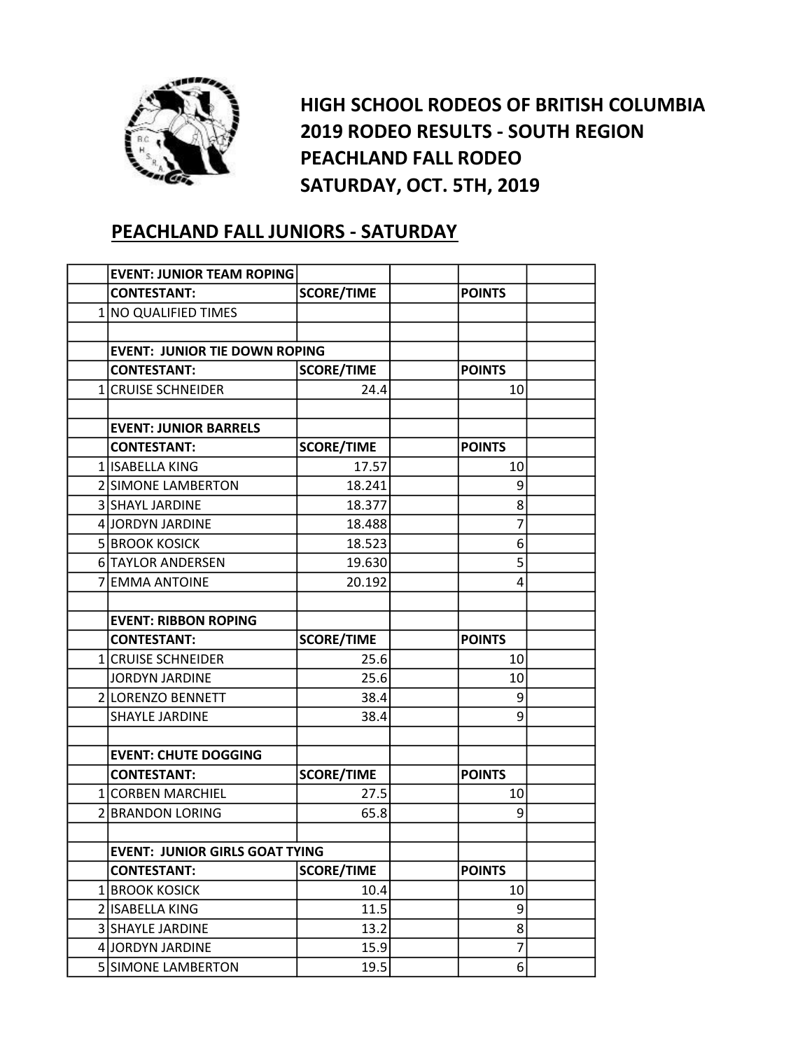# HIGH SCHOOL RODEOS OF BRITISH COLUMBIA
# 2019 RODEO RESULTS - SOUTH REGION
# PEACHLAND FALL RODEO
# SATURDAY, OCT. 5TH, 2019

## PEACHLAND FALL JUNIORS - SATURDAY

| | EVENT: JUNIOR TEAM ROPING | | | | |
|---|---|---|---|---|---|
| | **CONTESTANT:** | **SCORE/TIME** | | **POINTS** | |
| 1 | NO QUALIFIED TIMES | | | | |
| | | | | | |
| | **EVENT: JUNIOR TIE DOWN ROPING** | | | | |
| | **CONTESTANT:** | **SCORE/TIME** | | **POINTS** | |
| 1 | CRUISE SCHNEIDER | 24.4 | | 10 | |
| | | | | | |
| | **EVENT: JUNIOR BARRELS** | | | | |
| | **CONTESTANT:** | **SCORE/TIME** | | **POINTS** | |
| 1 | ISABELLA KING | 17.57 | | 10 | |
| 2 | SIMONE LAMBERTON | 18.241 | | 9 | |
| 3 | SHAYL JARDINE | 18.377 | | 8 | |
| 4 | JORDYN JARDINE | 18.488 | | 7 | |
| 5 | BROOK KOSICK | 18.523 | | 6 | |
| 6 | TAYLOR ANDERSEN | 19.630 | | 5 | |
| 7 | EMMA ANTOINE | 20.192 | | 4 | |
| | | | | | |
| | **EVENT: RIBBON ROPING** | | | | |
| | **CONTESTANT:** | **SCORE/TIME** | | **POINTS** | |
| 1 | CRUISE SCHNEIDER | 25.6 | | 10 | |
| | JORDYN JARDINE | 25.6 | | 10 | |
| 2 | LORENZO BENNETT | 38.4 | | 9 | |
| | SHAYLE JARDINE | 38.4 | | 9 | |
| | | | | | |
| | **EVENT: CHUTE DOGGING** | | | | |
| | **CONTESTANT:** | **SCORE/TIME** | | **POINTS** | |
| 1 | CORBEN MARCHIEL | 27.5 | | 10 | |
| 2 | BRANDON LORING | 65.8 | | 9 | |
| | | | | | |
| | **EVENT: JUNIOR GIRLS GOAT TYING** | | | | |
| | **CONTESTANT:** | **SCORE/TIME** | | **POINTS** | |
| 1 | BROOK KOSICK | 10.4 | | 10 | |
| 2 | ISABELLA KING | 11.5 | | 9 | |
| 3 | SHAYLE JARDINE | 13.2 | | 8 | |
| 4 | JORDYN JARDINE | 15.9 | | 7 | |
| 5 | SIMONE LAMBERTON | 19.5 | | 6 | |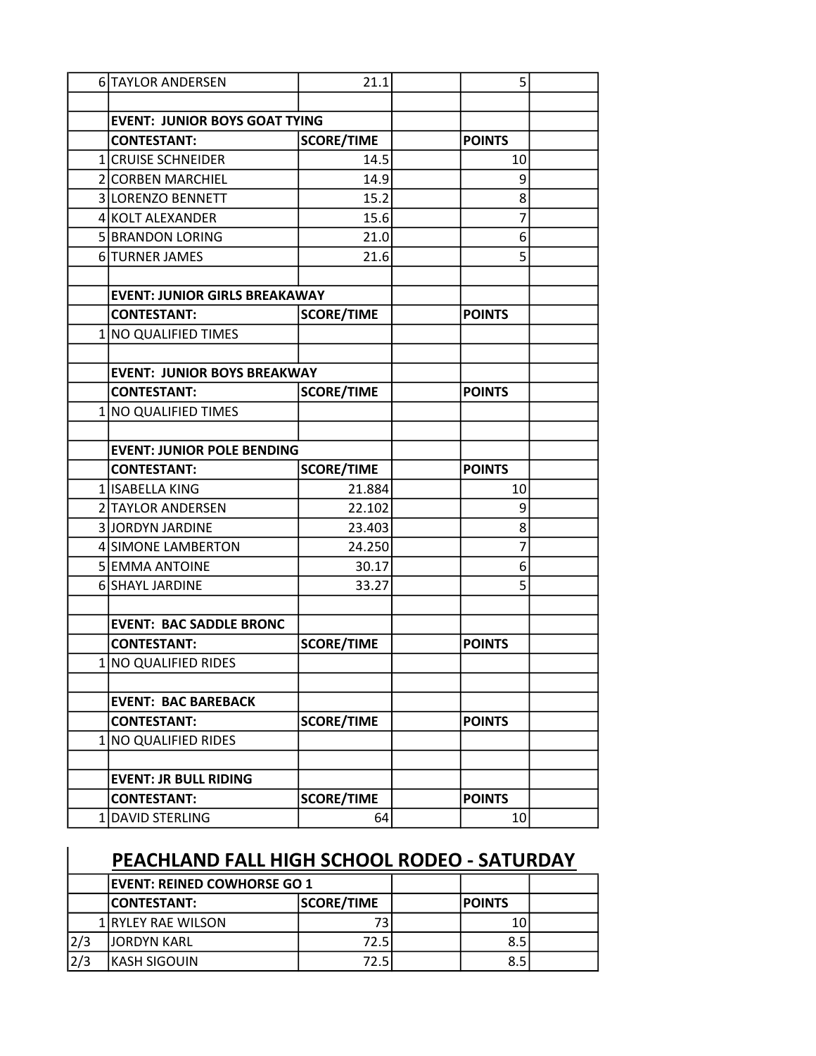| | | | | | |
|---|---|---|---|---|---|
| 6 | TAYLOR ANDERSEN | 21.1 | | 5 | |
| | | | | | |
| | **EVENT: JUNIOR BOYS GOAT TYING** | | | | |
| | **CONTESTANT:** | **SCORE/TIME** | | **POINTS** | |
| 1 | CRUISE SCHNEIDER | 14.5 | | 10 | |
| 2 | CORBEN MARCHIEL | 14.9 | | 9 | |
| 3 | LORENZO BENNETT | 15.2 | | 8 | |
| 4 | KOLT ALEXANDER | 15.6 | | 7 | |
| 5 | BRANDON LORING | 21.0 | | 6 | |
| 6 | TURNER JAMES | 21.6 | | 5 | |
| | | | | | |
| | **EVENT: JUNIOR GIRLS BREAKAWAY** | | | | |
| | **CONTESTANT:** | **SCORE/TIME** | | **POINTS** | |
| 1 | NO QUALIFIED TIMES | | | | |
| | | | | | |
| | **EVENT: JUNIOR BOYS BREAKWAY** | | | | |
| | **CONTESTANT:** | **SCORE/TIME** | | **POINTS** | |
| 1 | NO QUALIFIED TIMES | | | | |
| | | | | | |
| | **EVENT: JUNIOR POLE BENDING** | | | | |
| | **CONTESTANT:** | **SCORE/TIME** | | **POINTS** | |
| 1 | ISABELLA KING | 21.884 | | 10 | |
| 2 | TAYLOR ANDERSEN | 22.102 | | 9 | |
| 3 | JORDYN JARDINE | 23.403 | | 8 | |
| 4 | SIMONE LAMBERTON | 24.250 | | 7 | |
| 5 | EMMA ANTOINE | 30.17 | | 6 | |
| 6 | SHAYL JARDINE | 33.27 | | 5 | |
| | | | | | |
| | **EVENT: BAC SADDLE BRONC** | | | | |
| | **CONTESTANT:** | **SCORE/TIME** | | **POINTS** | |
| 1 | NO QUALIFIED RIDES | | | | |
| | | | | | |
| | **EVENT: BAC BAREBACK** | | | | |
| | **CONTESTANT:** | **SCORE/TIME** | | **POINTS** | |
| 1 | NO QUALIFIED RIDES | | | | |
| | | | | | |
| | **EVENT: JR BULL RIDING** | | | | |
| | **CONTESTANT:** | **SCORE/TIME** | | **POINTS** | |
| 1 | DAVID STERLING | 64 | | 10 | |

## PEACHLAND FALL HIGH SCHOOL RODEO - SATURDAY

| | | | | | |
|---|---|---|---|---|---|
| | **EVENT: REINED COWHORSE GO 1** | | | | |
| | **CONTESTANT:** | **SCORE/TIME** | | **POINTS** | |
| 1 | RYLEY RAE WILSON | 73 | | 10 | |
| 2/3 | JORDYN KARL | 72.5 | | 8.5 | |
| 2/3 | KASH SIGOUIN | 72.5 | | 8.5 | |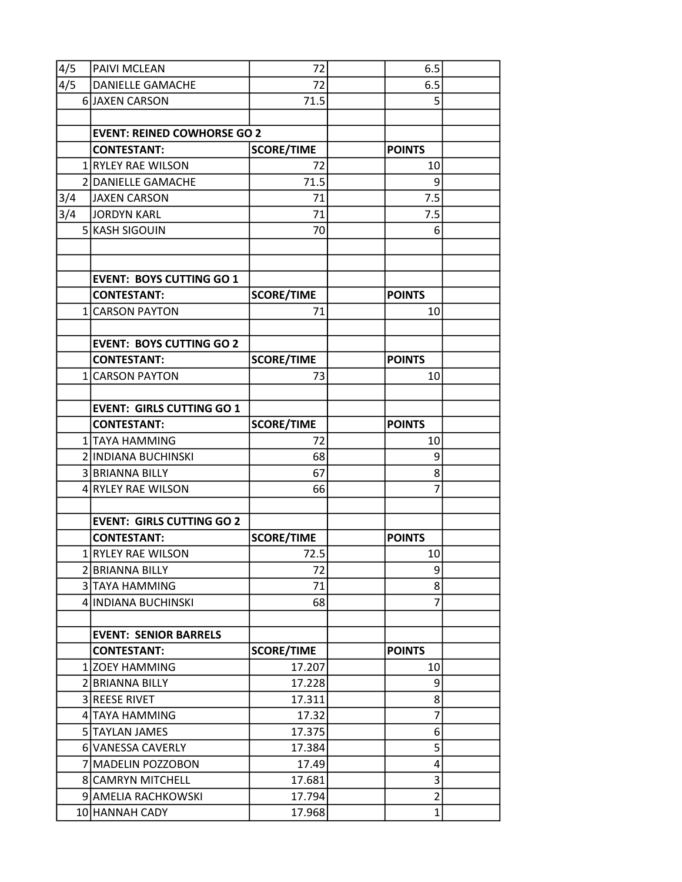| | | | | | |
|---|---|---|---|---|---|
| 4/5 | PAIVI MCLEAN | 72 | | 6.5 | |
| 4/5 | DANIELLE GAMACHE | 72 | | 6.5 | |
| 6 | JAXEN CARSON | 71.5 | | 5 | |
| | | | | | |
| | **EVENT: REINED COWHORSE GO 2** | | | | |
| | **CONTESTANT:** | **SCORE/TIME** | | **POINTS** | |
| 1 | RYLEY RAE WILSON | 72 | | 10 | |
| 2 | DANIELLE GAMACHE | 71.5 | | 9 | |
| 3/4 | JAXEN CARSON | 71 | | 7.5 | |
| 3/4 | JORDYN KARL | 71 | | 7.5 | |
| 5 | KASH SIGOUIN | 70 | | 6 | |
| | | | | | |
| | | | | | |
| | **EVENT: BOYS CUTTING GO 1** | | | | |
| | **CONTESTANT:** | **SCORE/TIME** | | **POINTS** | |
| 1 | CARSON PAYTON | 71 | | 10 | |
| | | | | | |
| | **EVENT: BOYS CUTTING GO 2** | | | | |
| | **CONTESTANT:** | **SCORE/TIME** | | **POINTS** | |
| 1 | CARSON PAYTON | 73 | | 10 | |
| | | | | | |
| | **EVENT: GIRLS CUTTING GO 1** | | | | |
| | **CONTESTANT:** | **SCORE/TIME** | | **POINTS** | |
| 1 | TAYA HAMMING | 72 | | 10 | |
| 2 | INDIANA BUCHINSKI | 68 | | 9 | |
| 3 | BRIANNA BILLY | 67 | | 8 | |
| 4 | RYLEY RAE WILSON | 66 | | 7 | |
| | | | | | |
| | **EVENT: GIRLS CUTTING GO 2** | | | | |
| | **CONTESTANT:** | **SCORE/TIME** | | **POINTS** | |
| 1 | RYLEY RAE WILSON | 72.5 | | 10 | |
| 2 | BRIANNA BILLY | 72 | | 9 | |
| 3 | TAYA HAMMING | 71 | | 8 | |
| 4 | INDIANA BUCHINSKI | 68 | | 7 | |
| | | | | | |
| | **EVENT: SENIOR BARRELS** | | | | |
| | **CONTESTANT:** | **SCORE/TIME** | | **POINTS** | |
| 1 | ZOEY HAMMING | 17.207 | | 10 | |
| 2 | BRIANNA BILLY | 17.228 | | 9 | |
| 3 | REESE RIVET | 17.311 | | 8 | |
| 4 | TAYA HAMMING | 17.32 | | 7 | |
| 5 | TAYLAN JAMES | 17.375 | | 6 | |
| 6 | VANESSA CAVERLY | 17.384 | | 5 | |
| 7 | MADELIN POZZOBON | 17.49 | | 4 | |
| 8 | CAMRYN MITCHELL | 17.681 | | 3 | |
| 9 | AMELIA RACHKOWSKI | 17.794 | | 2 | |
| 10 | HANNAH CADY | 17.968 | | 1 | |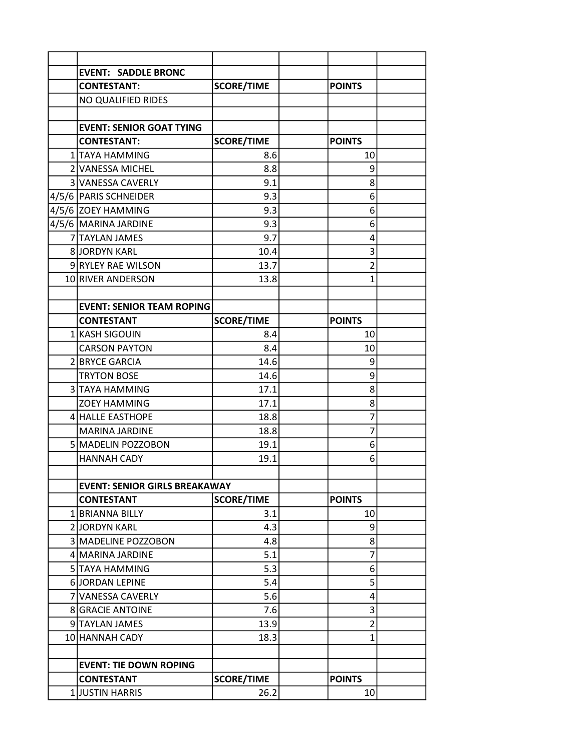| | | | | | |
|---|---|---|---|---|---|
| | **EVENT: SADDLE BRONC** | | | | |
| | **CONTESTANT:** | **SCORE/TIME** | | **POINTS** | |
| | NO QUALIFIED RIDES | | | | |
| | | | | | |
| | **EVENT: SENIOR GOAT TYING** | | | | |
| | **CONTESTANT:** | **SCORE/TIME** | | **POINTS** | |
| 1 | TAYA HAMMING | 8.6 | | 10 | |
| 2 | VANESSA MICHEL | 8.8 | | 9 | |
| 3 | VANESSA CAVERLY | 9.1 | | 8 | |
| 4/5/6 | PARIS SCHNEIDER | 9.3 | | 6 | |
| 4/5/6 | ZOEY HAMMING | 9.3 | | 6 | |
| 4/5/6 | MARINA JARDINE | 9.3 | | 6 | |
| 7 | TAYLAN JAMES | 9.7 | | 4 | |
| 8 | JORDYN KARL | 10.4 | | 3 | |
| 9 | RYLEY RAE WILSON | 13.7 | | 2 | |
| 10 | RIVER ANDERSON | 13.8 | | 1 | |
| | | | | | |
| | **EVENT: SENIOR TEAM ROPING** | | | | |
| | **CONTESTANT** | **SCORE/TIME** | | **POINTS** | |
| 1 | KASH SIGOUIN | 8.4 | | 10 | |
| | CARSON PAYTON | 8.4 | | 10 | |
| 2 | BRYCE GARCIA | 14.6 | | 9 | |
| | TRYTON BOSE | 14.6 | | 9 | |
| 3 | TAYA HAMMING | 17.1 | | 8 | |
| | ZOEY HAMMING | 17.1 | | 8 | |
| 4 | HALLE EASTHOPE | 18.8 | | 7 | |
| | MARINA JARDINE | 18.8 | | 7 | |
| 5 | MADELIN POZZOBON | 19.1 | | 6 | |
| | HANNAH CADY | 19.1 | | 6 | |
| | | | | | |
| | **EVENT: SENIOR GIRLS BREAKAWAY** | | | | |
| | **CONTESTANT** | **SCORE/TIME** | | **POINTS** | |
| 1 | BRIANNA BILLY | 3.1 | | 10 | |
| 2 | JORDYN KARL | 4.3 | | 9 | |
| 3 | MADELINE POZZOBON | 4.8 | | 8 | |
| 4 | MARINA JARDINE | 5.1 | | 7 | |
| 5 | TAYA HAMMING | 5.3 | | 6 | |
| 6 | JORDAN LEPINE | 5.4 | | 5 | |
| 7 | VANESSA CAVERLY | 5.6 | | 4 | |
| 8 | GRACIE ANTOINE | 7.6 | | 3 | |
| 9 | TAYLAN JAMES | 13.9 | | 2 | |
| 10 | HANNAH CADY | 18.3 | | 1 | |
| | | | | | |
| | **EVENT: TIE DOWN ROPING** | | | | |
| | **CONTESTANT** | **SCORE/TIME** | | **POINTS** | |
| 1 | JUSTIN HARRIS | 26.2 | | 10 | |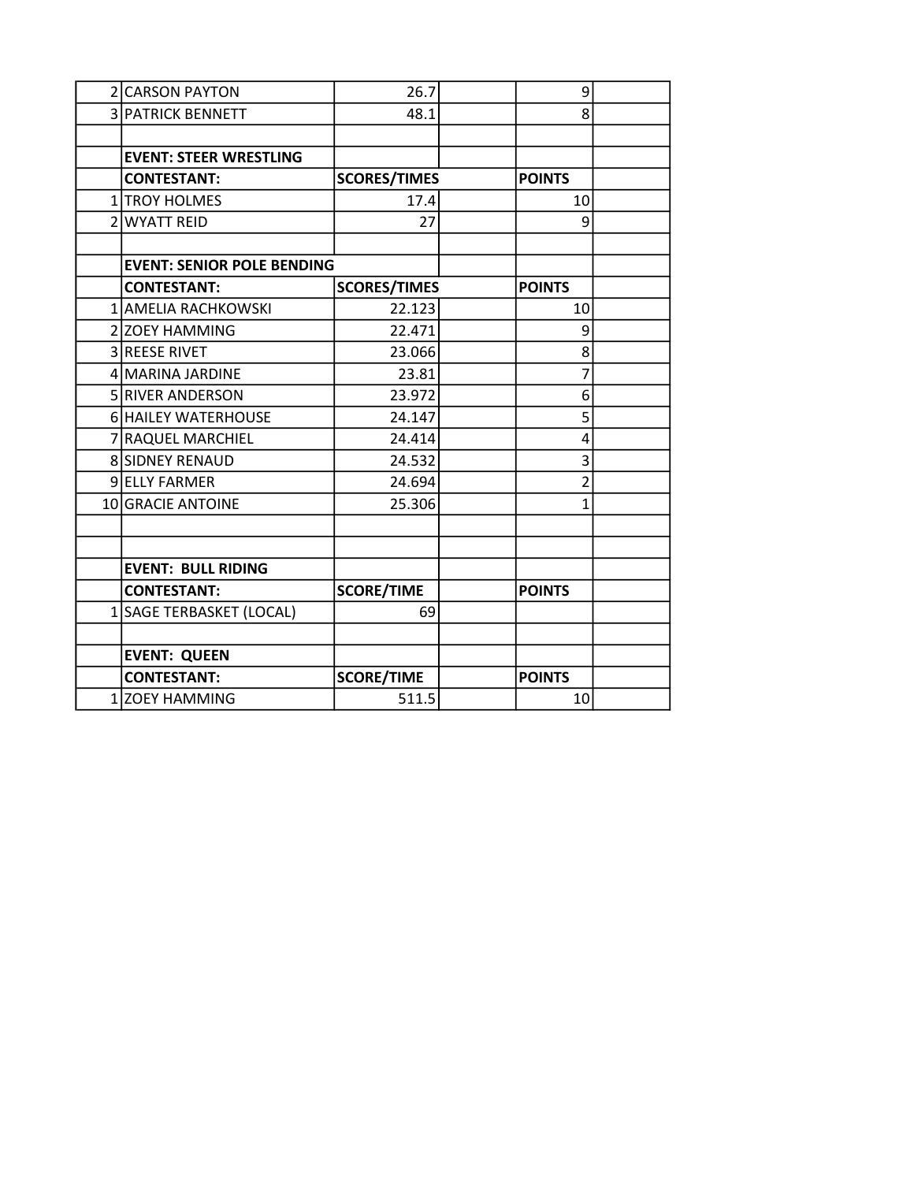| | | | | | |
|---|---|---|---|---|---|
| 2 | CARSON PAYTON | 26.7 | | 9 | |
| 3 | PATRICK BENNETT | 48.1 | | 8 | |
| | | | | | |
| | **EVENT: STEER WRESTLING** | | | | |
| | **CONTESTANT:** | **SCORES/TIMES** | | **POINTS** | |
| 1 | TROY HOLMES | 17.4 | | 10 | |
| 2 | WYATT REID | 27 | | 9 | |
| | | | | | |
| | **EVENT: SENIOR POLE BENDING** | | | | |
| | **CONTESTANT:** | **SCORES/TIMES** | | **POINTS** | |
| 1 | AMELIA RACHKOWSKI | 22.123 | | 10 | |
| 2 | ZOEY HAMMING | 22.471 | | 9 | |
| 3 | REESE RIVET | 23.066 | | 8 | |
| 4 | MARINA JARDINE | 23.81 | | 7 | |
| 5 | RIVER ANDERSON | 23.972 | | 6 | |
| 6 | HAILEY WATERHOUSE | 24.147 | | 5 | |
| 7 | RAQUEL MARCHIEL | 24.414 | | 4 | |
| 8 | SIDNEY RENAUD | 24.532 | | 3 | |
| 9 | ELLY FARMER | 24.694 | | 2 | |
| 10 | GRACIE ANTOINE | 25.306 | | 1 | |
| | | | | | |
| | | | | | |
| | **EVENT: BULL RIDING** | | | | |
| | **CONTESTANT:** | **SCORE/TIME** | | **POINTS** | |
| 1 | SAGE TERBASKET (LOCAL) | 69 | | | |
| | | | | | |
| | **EVENT: QUEEN** | | | | |
| | **CONTESTANT:** | **SCORE/TIME** | | **POINTS** | |
| 1 | ZOEY HAMMING | 511.5 | | 10 | |